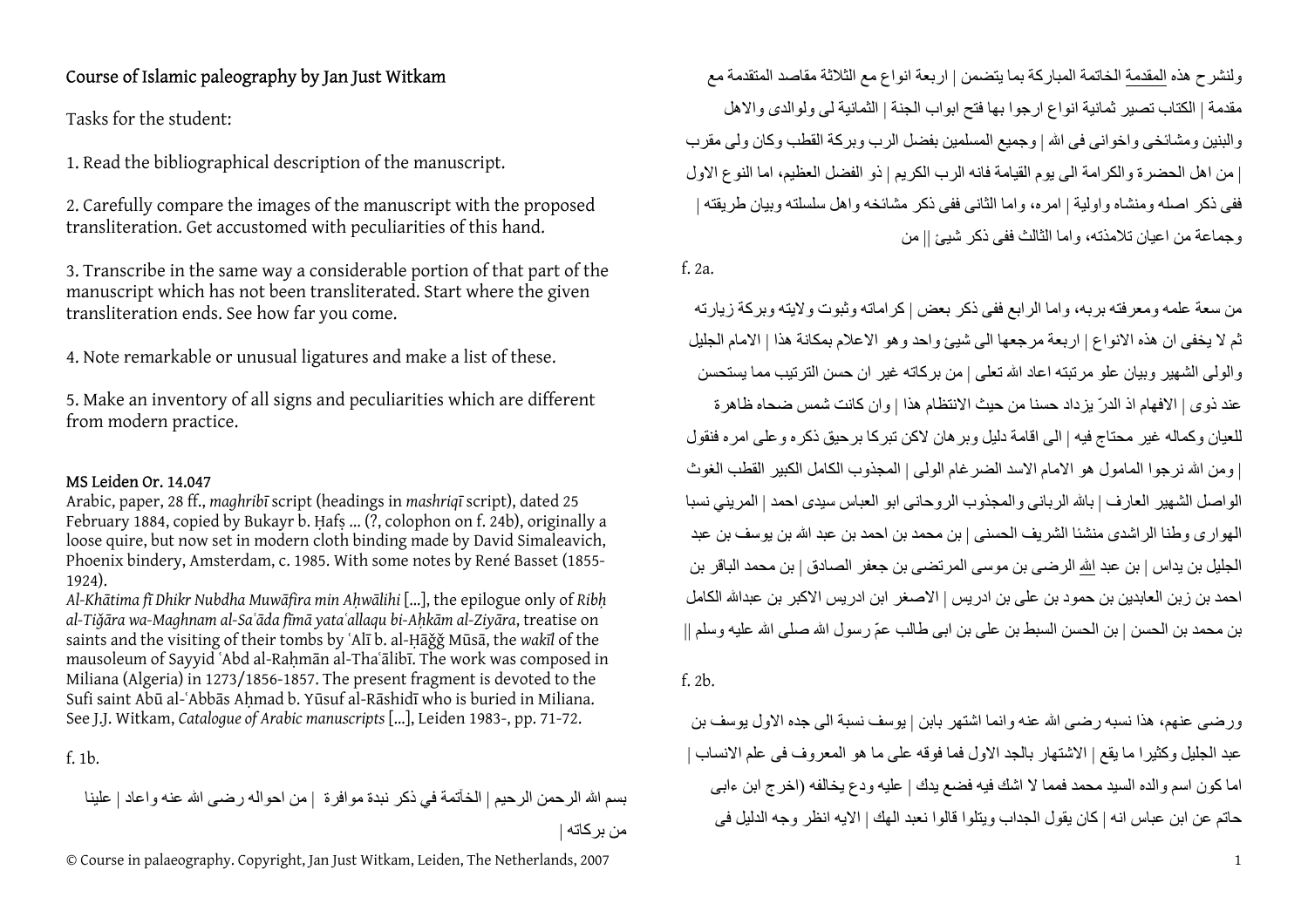Course of Islamic paleography by Jan Just Witkam

Tasks for the student:

1. Read the bibliographical description of the manuscript.

2. Carefully compare the images of the manuscript with the proposed transliteration. Get accustomed with peculiarities of this hand.

3. Transcribe in the same way a considerable portion of that part of the manuscript which has not been transliterated. Start where the given transliteration ends. See how far you come.

4. Note remarkable or unusual ligatures and make a list of these.

5. Make an inventory of all signs and peculiarities which are different from modern practice.

**MS Leiden Or. 14.047**

Arabic, paper, 28 ff., *maghribī* script (headings in *mashriqī* script), dated 25 February 1884, copied by Bukayr b. Ḥafṣ ... (?, colophon on f. 24b), originally a loose quire, but now set in modern cloth binding made by David Simaleavich, Phoenix bindery, Amsterdam, c. 1985. With some notes by René Basset (1855-1924).

*Al-Khātima fī Dhikr Nubdha Muwāfira min Aḥwālihi* [...], the epilogue only of *Ribḥ al-Tiğāra wa-Maghnam al-Saʿāda fīmā yataʿallaqu bi-Aḥkām al-Ziyāra*, treatise on saints and the visiting of their tombs by ʿAlī b. al-Ḥāğğ Mūsā, the *wakīl* of the mausoleum of Sayyid ʿAbd al-Raḥmān al-Thaʿālibī. The work was composed in Miliana (Algeria) in 1273/1856-1857. The present fragment is devoted to the Sufi saint Abū al-ʿAbbās Aḥmad b. Yūsuf al-Rāshidī who is buried in Miliana. See J.J. Witkam, *Catalogue of Arabic manuscripts* [...], Leiden 1983-, pp. 71-72.

f. 1b.

بسم الله الرحمن الرحيم | الخاتمة في ذكر نبدة موافرة | من احواله رضى الله عنه واعاد | علينا من بركاته |

ولنشرح هذه المقدمة الخاتمة المباركة بما يتضمن | اربعة انواع مع الثلاثة مقاصد المتقدمة مع مقدمة | الكتاب تصير ثمانية انواع ارجوا بها فتح ابواب الجنة | الثمانية لى ولوالدى والاهل والبنين ومشائخى واخوانى فى الله | وجميع المسلمين بفضل الرب وبركة القطب وكان ولى مقرب | من اهل الحضرة والكرامة الى يوم القيامة فانه الرب الكريم | ذو الفضل العظيم، اما النوع الاول ففى ذكر اصله ومنشاه واولية | امره، واما الثانى ففى ذكر مشائخه واهل سلسلته وبيان طريقته | وجماعة من اعيان تلامذته، واما الثالث ففى ذكر شيئ || من

f. 2a.

من سعة علمه ومعرفته بربه، واما الرابع ففى ذكر بعض | كراماته وثبوت ولايته وبركة زيارته ثم لا يخفى ان هذه الانواع | اربعة مرجعها الى شيئ واحد وهو الاعلام بمكانة هذا | الامام الجليل والولى الشهير وبيان علو مرتبته اعاد الله تعلى | من بركاته غير ان حسن الترتيب مما يستحسن عند ذوى | الافهام اذ الدرّ يزداد حسنا من حيث الانتظام هذا | وان كانت شمس ضحاه ظاهرة للعيان وكماله غير محتاج فيه | الى اقامة دليل وبرهان لاكن تبركا برحيق ذكره وعلى امره فنقول | ومن الله نرجوا المامول هو الامام الاسد الضرغام الولى | المجذوب الكامل الكبير القطب الغوث الواصل الشهير العارف | بالله الربانى والمجذوب الروحانى ابو العباس سيدى احمد | المريني نسبا الهوارى وطنا الراشدى منشئا الشريف الحسنى | بن محمد بن احمد بن عبد الله بن يوسف بن عبد الجليل بن يداس | بن عبد الله الرضى بن موسى المرتضى بن جعفر الصادق | بن محمد الباقر بن احمد بن زين العابدين بن حمود بن على بن ادريس | الاصغر ابن ادريس الاكبر بن عبدالله الكامل بن محمد بن الحسن | بن الحسن السبط بن على بن ابى طالب عمّ رسول الله صلى الله عليه وسلم ||

f. 2b.

ورضى عنهم، هذا نسبه رضى الله عنه وانما اشتهر بابن | يوسف نسبة الى جده الاول يوسف بن عبد الجليل وكثيرا ما يقع | الاشتهار بالجد الاول فما فوقه على ما هو المعروف فى علم الانساب | اما كون اسم والده السيد محمد فمما لا اشك فيه فضع يدك | عليه ودع يخالفه (اخرج ابن ءابى حاتم عن ابن عباس انه | كان يقول الجداب ويتلوا قالوا نعبد الهك | الايه انظر وجه الدليل فى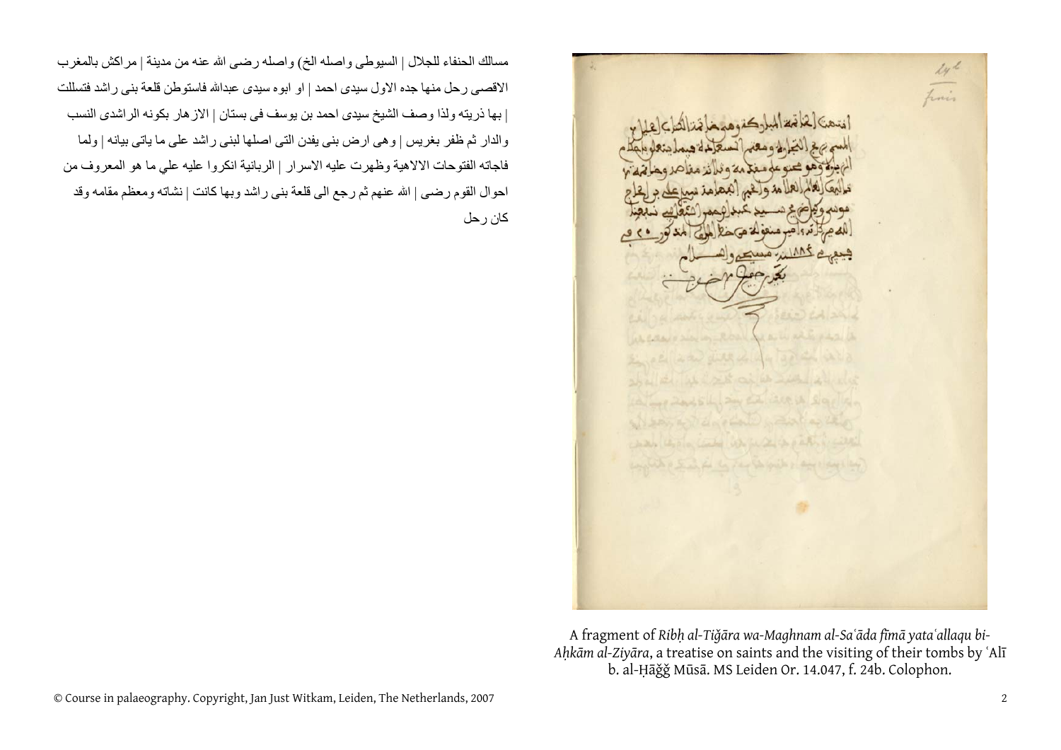مسالك الحنفاء للجلال | السيوطى واصله الخ) واصله رضى الله عنه من مدينة | مراكش بالمغرب الاقصى رحل منها جده الاول سيدى احمد | او ابوه سيدى عبدالله فاستوطن قلعة بنى راشد فتسللت | بها ذريته ولذا وصف الشيخ سيدى احمد بن يوسف فى بستان | الازهار بكونه الراشدى النسب والدار ثم ظفر بغريس | وهى ارض بنى يفدن التى اصلها لبنى راشد على ما ياتى بيانه | ولما فاجاته الفتوحات الالاهية وظهرت عليه الاسرار | الربانية انكروا عليه علي ما هو المعروف من احوال القوم رضى | الله عنهم ثم رجع الى قلعة بنى راشد وبها كانت | نشاته ومعظم مقامه وقد كان رحل

A fragment of *Ribḥ al-Tiǧāra wa-Maghnam al-Saʿāda fīmā yataʿallaqu bi-Aḥkām al-Ziyāra*, a treatise on saints and the visiting of their tombs by ʿAlī b. al-Ḥāǧǧ Mūsā. MS Leiden Or. 14.047, f. 24b. Colophon.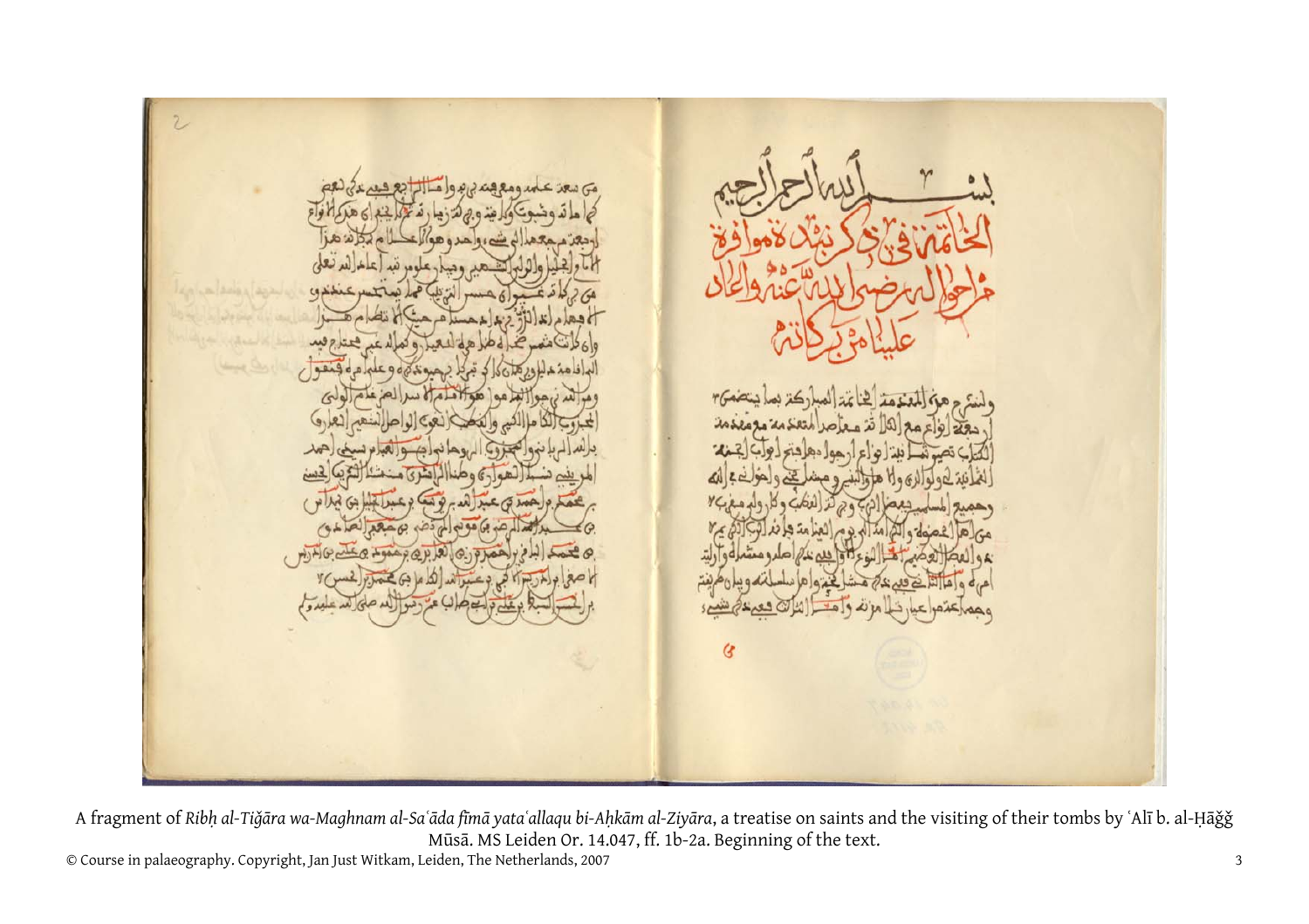A fragment of *Ribḥ al-Tiǧāra wa-Maghnam al-Saʿāda fīmā yataʿallaqu bi-Aḥkām al-Ziyāra*, a treatise on saints and the visiting of their tombs by ʿAlī b. al-Ḥāǧǧ Mūsā. MS Leiden Or. 14.047, ff. 1b-2a. Beginning of the text.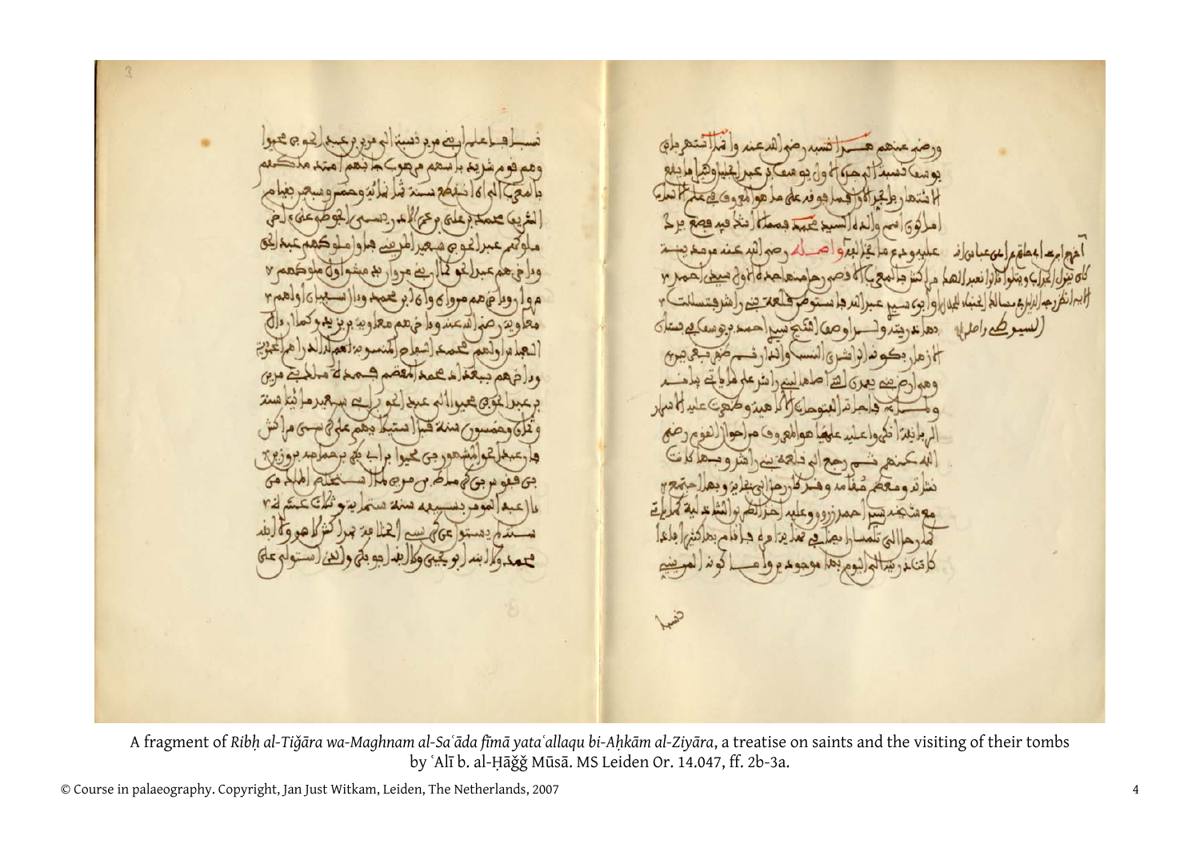A fragment of *Ribḥ al-Tiǧāra wa-Maghnam al-Saʿāda fīmā yataʿallaqu bi-Aḥkām al-Ziyāra*, a treatise on saints and the visiting of their tombs by ʿAlī b. al-Ḥāǧǧ Mūsā. MS Leiden Or. 14.047, ff. 2b-3a.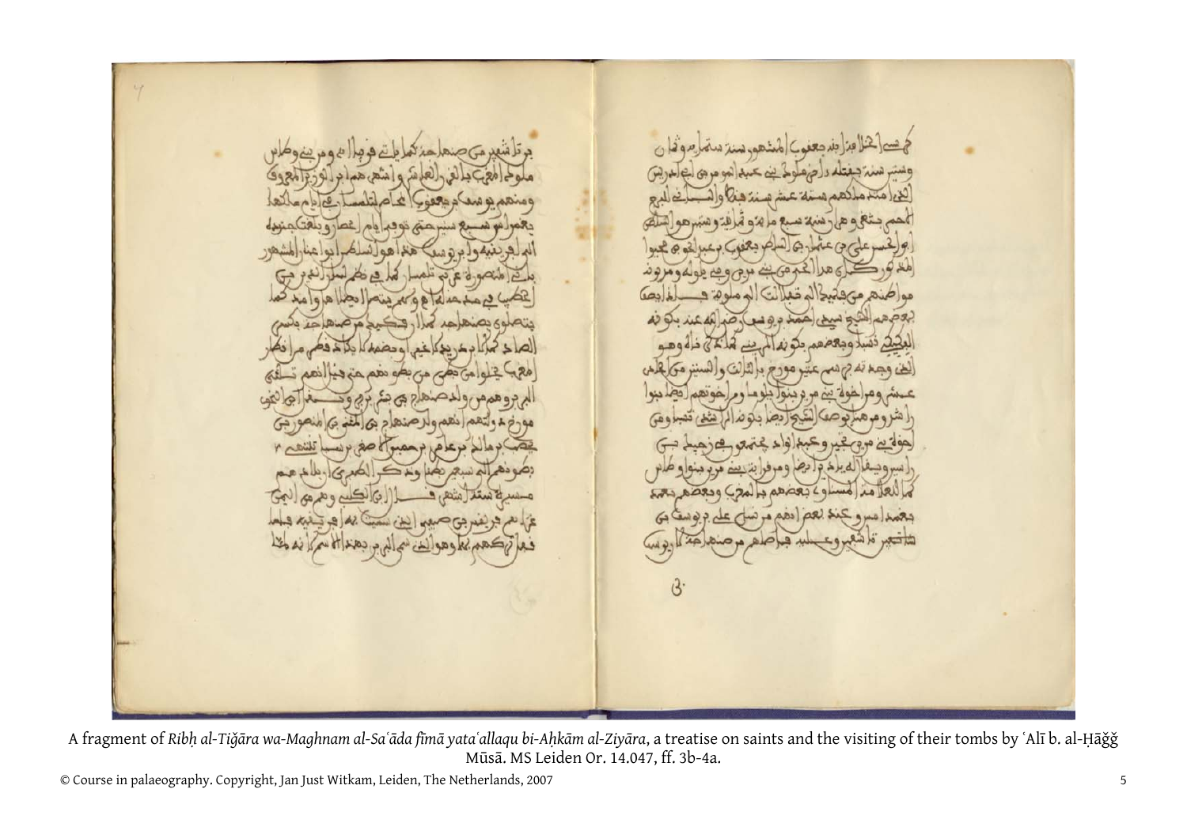A fragment of *Ribḥ al-Tiǧāra wa-Maghnam al-Saʿāda fīmā yataʿallaqu bi-Aḥkām al-Ziyāra*, a treatise on saints and the visiting of their tombs by ʿAlī b. al-Ḥāǧǧ Mūsā. MS Leiden Or. 14.047, ff. 3b-4a.